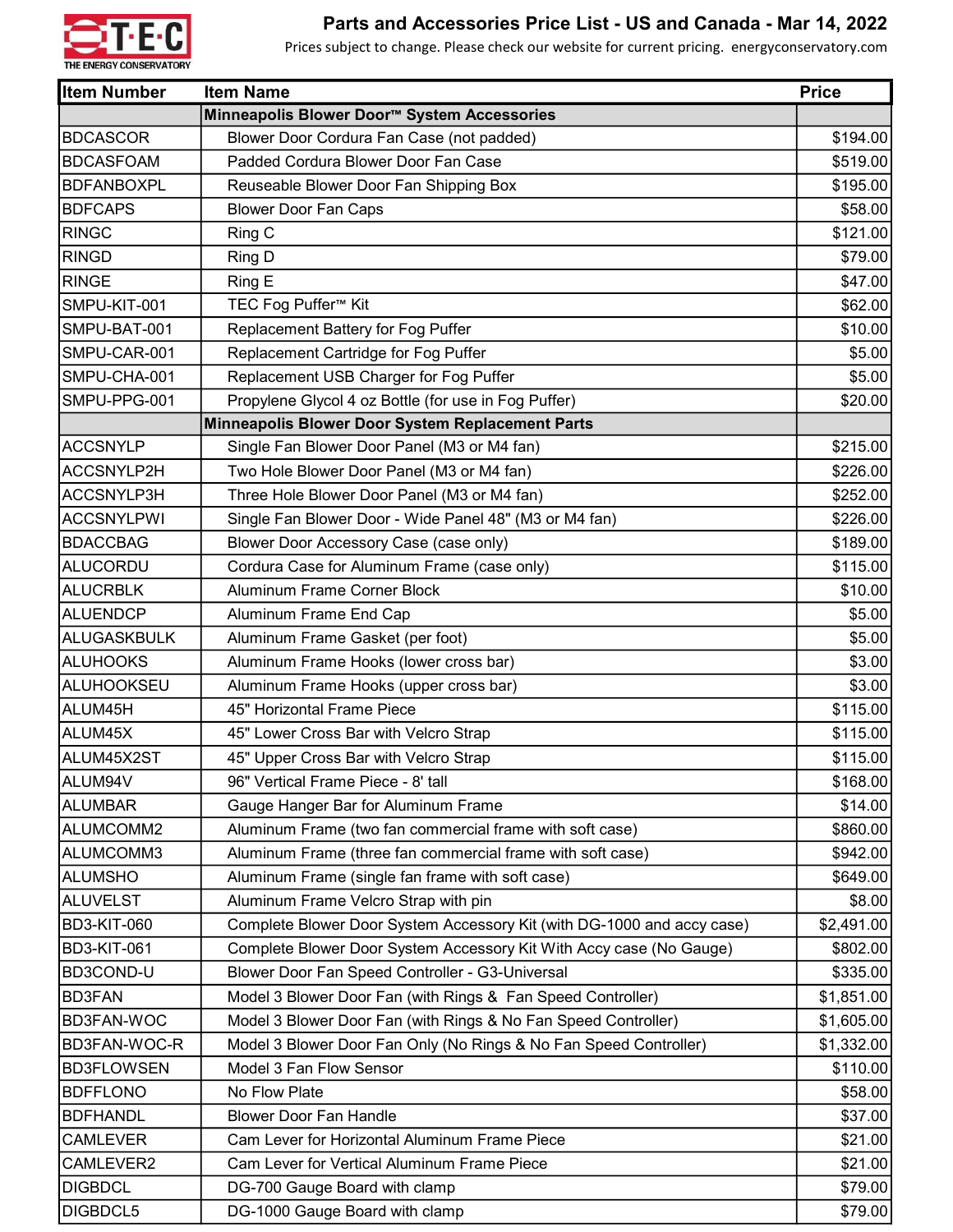T·E·C THE ENERGY CONSERVATORY

# Parts and Accessories Price List - US and Canada - Mar 14, 2022

Prices subject to change. Please check our website for current pricing. energyconservatory.com

| Item Number | Item Name | Price |
|---|---|---|
| | **Minneapolis Blower Door™ System Accessories** | |
| BDCASCOR | Blower Door Cordura Fan Case (not padded) | $194.00 |
| BDCASFOAM | Padded Cordura Blower Door Fan Case | $519.00 |
| BDFANBOXPL | Reuseable Blower Door Fan Shipping Box | $195.00 |
| BDFCAPS | Blower Door Fan Caps | $58.00 |
| RINGC | Ring C | $121.00 |
| RINGD | Ring D | $79.00 |
| RINGE | Ring E | $47.00 |
| SMPU-KIT-001 | TEC Fog Puffer™ Kit | $62.00 |
| SMPU-BAT-001 | Replacement Battery for Fog Puffer | $10.00 |
| SMPU-CAR-001 | Replacement Cartridge for Fog Puffer | $5.00 |
| SMPU-CHA-001 | Replacement USB Charger for Fog Puffer | $5.00 |
| SMPU-PPG-001 | Propylene Glycol 4 oz Bottle (for use in Fog Puffer) | $20.00 |
| | **Minneapolis Blower Door System Replacement Parts** | |
| ACCSNYLP | Single Fan Blower Door Panel (M3 or M4 fan) | $215.00 |
| ACCSNYLP2H | Two Hole Blower Door Panel (M3 or M4 fan) | $226.00 |
| ACCSNYLP3H | Three Hole Blower Door Panel (M3 or M4 fan) | $252.00 |
| ACCSNYLPWI | Single Fan Blower Door - Wide Panel 48" (M3 or M4 fan) | $226.00 |
| BDACCBAG | Blower Door Accessory Case (case only) | $189.00 |
| ALUCORDU | Cordura Case for Aluminum Frame (case only) | $115.00 |
| ALUCRBLK | Aluminum Frame Corner Block | $10.00 |
| ALUENDCP | Aluminum Frame End Cap | $5.00 |
| ALUGASKBULK | Aluminum Frame Gasket (per foot) | $5.00 |
| ALUHOOKS | Aluminum Frame Hooks (lower cross bar) | $3.00 |
| ALUHOOKSEU | Aluminum Frame Hooks (upper cross bar) | $3.00 |
| ALUM45H | 45" Horizontal Frame Piece | $115.00 |
| ALUM45X | 45" Lower Cross Bar with Velcro Strap | $115.00 |
| ALUM45X2ST | 45" Upper Cross Bar with Velcro Strap | $115.00 |
| ALUM94V | 96" Vertical Frame Piece - 8' tall | $168.00 |
| ALUMBAR | Gauge Hanger Bar for Aluminum Frame | $14.00 |
| ALUMCOMM2 | Aluminum Frame (two fan commercial frame with soft case) | $860.00 |
| ALUMCOMM3 | Aluminum Frame (three fan commercial frame with soft case) | $942.00 |
| ALUMSHO | Aluminum Frame (single fan frame with soft case) | $649.00 |
| ALUVELST | Aluminum Frame Velcro Strap with pin | $8.00 |
| BD3-KIT-060 | Complete Blower Door System Accessory Kit (with DG-1000 and accy case) | $2,491.00 |
| BD3-KIT-061 | Complete Blower Door System Accessory Kit With Accy case (No Gauge) | $802.00 |
| BD3COND-U | Blower Door Fan Speed Controller - G3-Universal | $335.00 |
| BD3FAN | Model 3 Blower Door Fan (with Rings & Fan Speed Controller) | $1,851.00 |
| BD3FAN-WOC | Model 3 Blower Door Fan (with Rings & No Fan Speed Controller) | $1,605.00 |
| BD3FAN-WOC-R | Model 3 Blower Door Fan Only (No Rings & No Fan Speed Controller) | $1,332.00 |
| BD3FLOWSEN | Model 3 Fan Flow Sensor | $110.00 |
| BDFFLONO | No Flow Plate | $58.00 |
| BDFHANDL | Blower Door Fan Handle | $37.00 |
| CAMLEVER | Cam Lever for Horizontal Aluminum Frame Piece | $21.00 |
| CAMLEVER2 | Cam Lever for Vertical Aluminum Frame Piece | $21.00 |
| DIGBDCL | DG-700 Gauge Board with clamp | $79.00 |
| DIGBDCL5 | DG-1000 Gauge Board with clamp | $79.00 |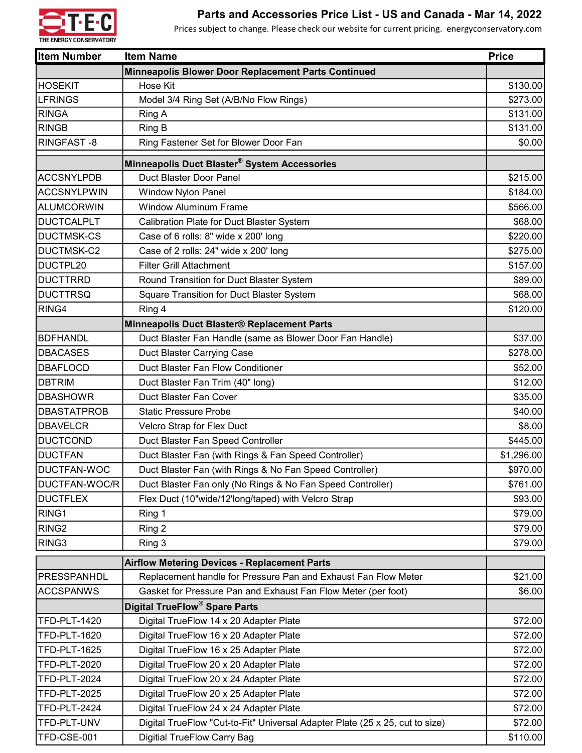# Parts and Accessories Price List - US and Canada - Mar 14, 2022

Prices subject to change. Please check our website for current pricing. energyconservatory.com

| Item Number | Item Name | Price |
|---|---|---|
| | **Minneapolis Blower Door Replacement Parts Continued** | |
| HOSEKIT | Hose Kit | $130.00 |
| LFRINGS | Model 3/4 Ring Set (A/B/No Flow Rings) | $273.00 |
| RINGA | Ring A | $131.00 |
| RINGB | Ring B | $131.00 |
| RINGFAST -8 | Ring Fastener Set for Blower Door Fan | $0.00 |
| | **Minneapolis Duct Blaster® System Accessories** | |
| ACCSNYLPDB | Duct Blaster Door Panel | $215.00 |
| ACCSNYLPWIN | Window Nylon Panel | $184.00 |
| ALUMCORWIN | Window Aluminum Frame | $566.00 |
| DUCTCALPLT | Calibration Plate for Duct Blaster System | $68.00 |
| DUCTMSK-CS | Case of 6 rolls: 8" wide x 200' long | $220.00 |
| DUCTMSK-C2 | Case of 2 rolls: 24" wide x 200' long | $275.00 |
| DUCTPL20 | Filter Grill Attachment | $157.00 |
| DUCTTRRD | Round Transition for Duct Blaster System | $89.00 |
| DUCTTRSQ | Square Transition for Duct Blaster System | $68.00 |
| RING4 | Ring 4 | $120.00 |
| | **Minneapolis Duct Blaster® Replacement Parts** | |
| BDFHANDL | Duct Blaster Fan Handle (same as Blower Door Fan Handle) | $37.00 |
| DBACASES | Duct Blaster Carrying Case | $278.00 |
| DBAFLOCD | Duct Blaster Fan Flow Conditioner | $52.00 |
| DBTRIM | Duct Blaster Fan Trim (40" long) | $12.00 |
| DBASHOWR | Duct Blaster Fan Cover | $35.00 |
| DBASTATPROB | Static Pressure Probe | $40.00 |
| DBAVELCR | Velcro Strap for Flex Duct | $8.00 |
| DUCTCOND | Duct Blaster Fan Speed Controller | $445.00 |
| DUCTFAN | Duct Blaster Fan (with Rings & Fan Speed Controller) | $1,296.00 |
| DUCTFAN-WOC | Duct Blaster Fan (with Rings & No Fan Speed Controller) | $970.00 |
| DUCTFAN-WOC/R | Duct Blaster Fan only (No Rings & No Fan Speed Controller) | $761.00 |
| DUCTFLEX | Flex Duct (10"wide/12'long/taped) with Velcro Strap | $93.00 |
| RING1 | Ring 1 | $79.00 |
| RING2 | Ring 2 | $79.00 |
| RING3 | Ring 3 | $79.00 |
| | **Airflow Metering Devices - Replacement Parts** | |
| PRESSPANHDL | Replacement handle for Pressure Pan and Exhaust Fan Flow Meter | $21.00 |
| ACCSPANWS | Gasket for Pressure Pan and Exhaust Fan Flow Meter (per foot) | $6.00 |
| | **Digital TrueFlow® Spare Parts** | |
| TFD-PLT-1420 | Digital TrueFlow 14 x 20 Adapter Plate | $72.00 |
| TFD-PLT-1620 | Digital TrueFlow 16 x 20 Adapter Plate | $72.00 |
| TFD-PLT-1625 | Digital TrueFlow 16 x 25 Adapter Plate | $72.00 |
| TFD-PLT-2020 | Digital TrueFlow 20 x 20 Adapter Plate | $72.00 |
| TFD-PLT-2024 | Digital TrueFlow 20 x 24 Adapter Plate | $72.00 |
| TFD-PLT-2025 | Digital TrueFlow 20 x 25 Adapter Plate | $72.00 |
| TFD-PLT-2424 | Digital TrueFlow 24 x 24 Adapter Plate | $72.00 |
| TFD-PLT-UNV | Digital TrueFlow "Cut-to-Fit" Universal Adapter Plate (25 x 25, cut to size) | $72.00 |
| TFD-CSE-001 | Digitial TrueFlow Carry Bag | $110.00 |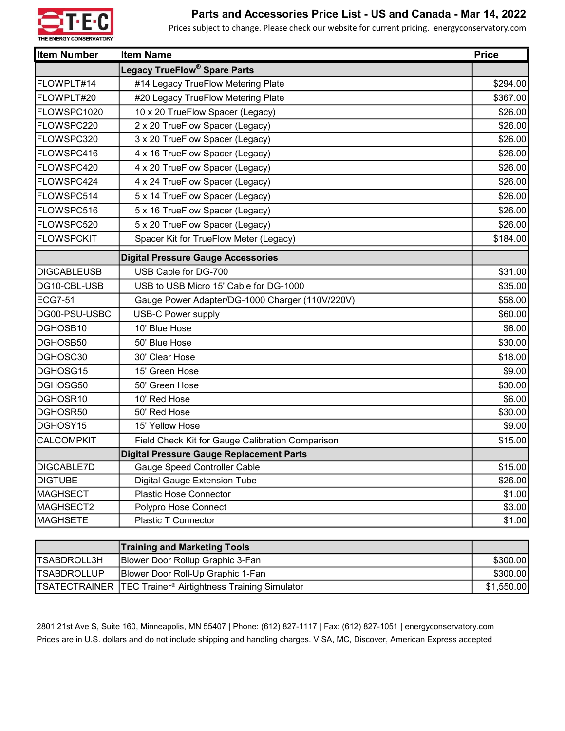# Parts and Accessories Price List - US and Canada - Mar 14, 2022

Prices subject to change. Please check our website for current pricing. energyconservatory.com

| Item Number | Item Name | Price |
|---|---|---|
| | **Legacy TrueFlow® Spare Parts** | |
| FLOWPLT#14 | #14 Legacy TrueFlow Metering Plate | $294.00 |
| FLOWPLT#20 | #20 Legacy TrueFlow Metering Plate | $367.00 |
| FLOWSPC1020 | 10 x 20 TrueFlow Spacer (Legacy) | $26.00 |
| FLOWSPC220 | 2 x 20 TrueFlow Spacer (Legacy) | $26.00 |
| FLOWSPC320 | 3 x 20 TrueFlow Spacer (Legacy) | $26.00 |
| FLOWSPC416 | 4 x 16 TrueFlow Spacer (Legacy) | $26.00 |
| FLOWSPC420 | 4 x 20 TrueFlow Spacer (Legacy) | $26.00 |
| FLOWSPC424 | 4 x 24 TrueFlow Spacer (Legacy) | $26.00 |
| FLOWSPC514 | 5 x 14 TrueFlow Spacer (Legacy) | $26.00 |
| FLOWSPC516 | 5 x 16 TrueFlow Spacer (Legacy) | $26.00 |
| FLOWSPC520 | 5 x 20 TrueFlow Spacer (Legacy) | $26.00 |
| FLOWSPCKIT | Spacer Kit for TrueFlow Meter (Legacy) | $184.00 |
| | **Digital Pressure Gauge Accessories** | |
| DIGCABLEUSB | USB Cable for DG-700 | $31.00 |
| DG10-CBL-USB | USB to USB Micro 15' Cable for DG-1000 | $35.00 |
| ECG7-51 | Gauge Power Adapter/DG-1000 Charger (110V/220V) | $58.00 |
| DG00-PSU-USBC | USB-C Power supply | $60.00 |
| DGHOSB10 | 10' Blue Hose | $6.00 |
| DGHOSB50 | 50' Blue Hose | $30.00 |
| DGHOSC30 | 30' Clear Hose | $18.00 |
| DGHOSG15 | 15' Green Hose | $9.00 |
| DGHOSG50 | 50' Green Hose | $30.00 |
| DGHOSR10 | 10' Red Hose | $6.00 |
| DGHOSR50 | 50' Red Hose | $30.00 |
| DGHOSY15 | 15' Yellow Hose | $9.00 |
| CALCOMPKIT | Field Check Kit for Gauge Calibration Comparison | $15.00 |
| | **Digital Pressure Gauge Replacement Parts** | |
| DIGCABLE7D | Gauge Speed Controller Cable | $15.00 |
| DIGTUBE | Digital Gauge Extension Tube | $26.00 |
| MAGHSECT | Plastic Hose Connector | $1.00 |
| MAGHSECT2 | Polypro Hose Connect | $3.00 |
| MAGHSETE | Plastic T Connector | $1.00 |

| | | |
|---|---|---|
| | **Training and Marketing Tools** | |
| TSABDROLL3H | Blower Door Rollup Graphic 3-Fan | $300.00 |
| TSABDROLLUP | Blower Door Roll-Up Graphic 1-Fan | $300.00 |
| TSATECTRAINER | TEC Trainer® Airtightness Training Simulator | $1,550.00 |

2801 21st Ave S, Suite 160, Minneapolis, MN 55407 | Phone: (612) 827-1117 | Fax: (612) 827-1051 | energyconservatory.com
Prices are in U.S. dollars and do not include shipping and handling charges. VISA, MC, Discover, American Express accepted